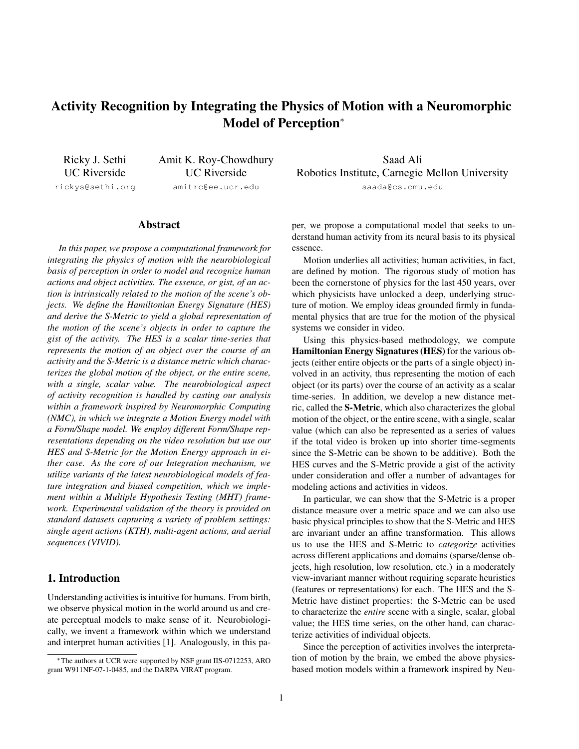# Activity Recognition by Integrating the Physics of Motion with a Neuromorphic Model of Perception*

Ricky J. Sethi
UC Riverside
rickys@sethi.org

Amit K. Roy-Chowdhury
UC Riverside
amitrc@ee.ucr.edu

Saad Ali
Robotics Institute, Carnegie Mellon University
saada@cs.cmu.edu

## Abstract

*In this paper, we propose a computational framework for integrating the physics of motion with the neurobiological basis of perception in order to model and recognize human actions and object activities. The essence, or gist, of an action is intrinsically related to the motion of the scene's objects. We define the Hamiltonian Energy Signature (HES) and derive the S-Metric to yield a global representation of the motion of the scene's objects in order to capture the gist of the activity. The HES is a scalar time-series that represents the motion of an object over the course of an activity and the S-Metric is a distance metric which characterizes the global motion of the object, or the entire scene, with a single, scalar value. The neurobiological aspect of activity recognition is handled by casting our analysis within a framework inspired by Neuromorphic Computing (NMC), in which we integrate a Motion Energy model with a Form/Shape model. We employ different Form/Shape representations depending on the video resolution but use our HES and S-Metric for the Motion Energy approach in either case. As the core of our Integration mechanism, we utilize variants of the latest neurobiological models of feature integration and biased competition, which we implement within a Multiple Hypothesis Testing (MHT) framework. Experimental validation of the theory is provided on standard datasets capturing a variety of problem settings: single agent actions (KTH), multi-agent actions, and aerial sequences (VIVID).*

## 1. Introduction

Understanding activities is intuitive for humans. From birth, we observe physical motion in the world around us and create perceptual models to make sense of it. Neurobiologically, we invent a framework within which we understand and interpret human activities [1]. Analogously, in this paper, we propose a computational model that seeks to understand human activity from its neural basis to its physical essence.

Motion underlies all activities; human activities, in fact, are defined by motion. The rigorous study of motion has been the cornerstone of physics for the last 450 years, over which physicists have unlocked a deep, underlying structure of motion. We employ ideas grounded firmly in fundamental physics that are true for the motion of the physical systems we consider in video.

Using this physics-based methodology, we compute **Hamiltonian Energy Signatures (HES)** for the various objects (either entire objects or the parts of a single object) involved in an activity, thus representing the motion of each object (or its parts) over the course of an activity as a scalar time-series. In addition, we develop a new distance metric, called the **S-Metric**, which also characterizes the global motion of the object, or the entire scene, with a single, scalar value (which can also be represented as a series of values if the total video is broken up into shorter time-segments since the S-Metric can be shown to be additive). Both the HES curves and the S-Metric provide a gist of the activity under consideration and offer a number of advantages for modeling actions and activities in videos.

In particular, we can show that the S-Metric is a proper distance measure over a metric space and we can also use basic physical principles to show that the S-Metric and HES are invariant under an affine transformation. This allows us to use the HES and S-Metric to *categorize* activities across different applications and domains (sparse/dense objects, high resolution, low resolution, etc.) in a moderately view-invariant manner without requiring separate heuristics (features or representations) for each. The HES and the S-Metric have distinct properties: the S-Metric can be used to characterize the *entire* scene with a single, scalar, global value; the HES time series, on the other hand, can characterize activities of individual objects.

Since the perception of activities involves the interpretation of motion by the brain, we embed the above physics-based motion models within a framework inspired by Neu-

*The authors at UCR were supported by NSF grant IIS-0712253, ARO grant W911NF-07-1-0485, and the DARPA VIRAT program.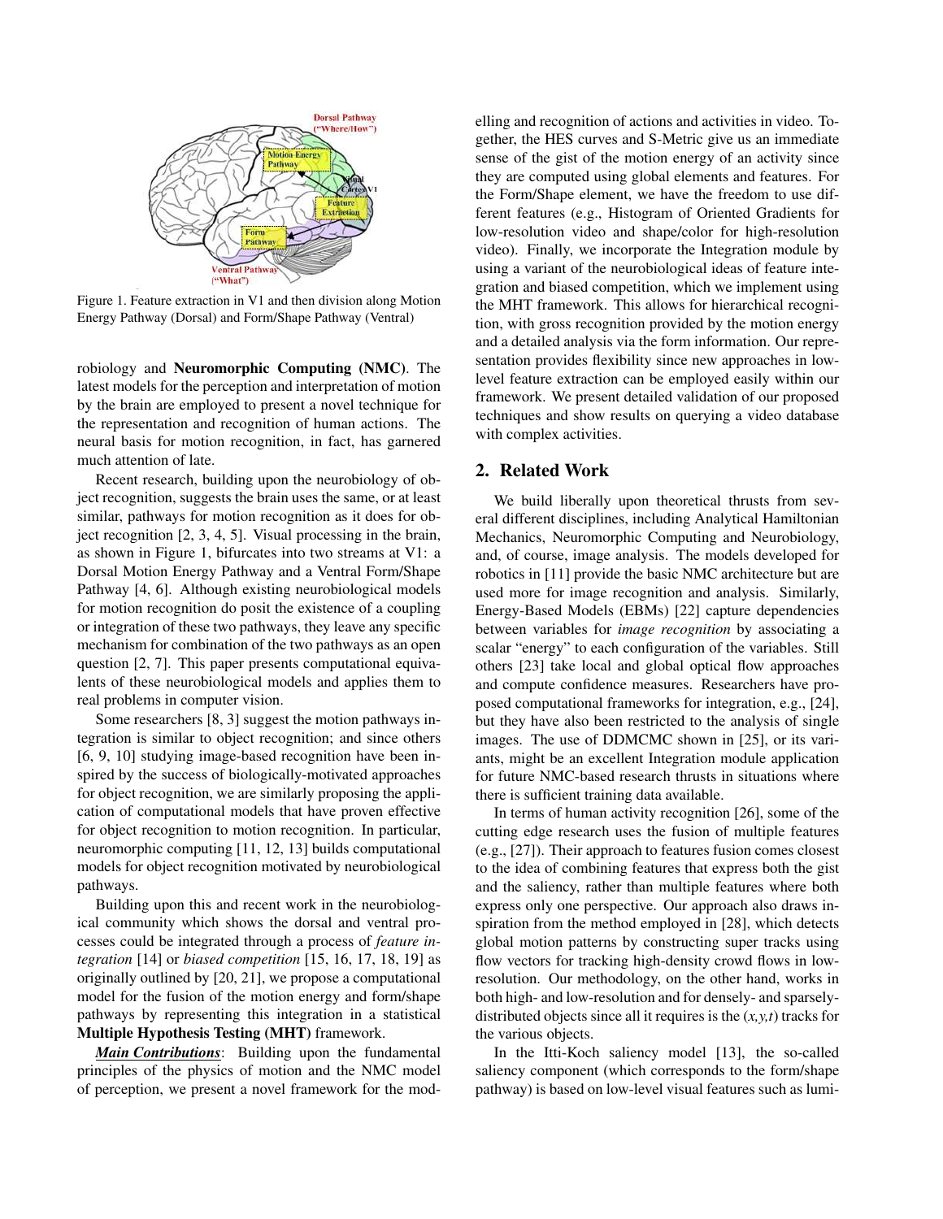Figure 1. Feature extraction in V1 and then division along Motion Energy Pathway (Dorsal) and Form/Shape Pathway (Ventral)

robiology and **Neuromorphic Computing (NMC)**. The latest models for the perception and interpretation of motion by the brain are employed to present a novel technique for the representation and recognition of human actions. The neural basis for motion recognition, in fact, has garnered much attention of late.

Recent research, building upon the neurobiology of object recognition, suggests the brain uses the same, or at least similar, pathways for motion recognition as it does for object recognition [2, 3, 4, 5]. Visual processing in the brain, as shown in Figure 1, bifurcates into two streams at V1: a Dorsal Motion Energy Pathway and a Ventral Form/Shape Pathway [4, 6]. Although existing neurobiological models for motion recognition do posit the existence of a coupling or integration of these two pathways, they leave any specific mechanism for combination of the two pathways as an open question [2, 7]. This paper presents computational equivalents of these neurobiological models and applies them to real problems in computer vision.

Some researchers [8, 3] suggest the motion pathways integration is similar to object recognition; and since others [6, 9, 10] studying image-based recognition have been inspired by the success of biologically-motivated approaches for object recognition, we are similarly proposing the application of computational models that have proven effective for object recognition to motion recognition. In particular, neuromorphic computing [11, 12, 13] builds computational models for object recognition motivated by neurobiological pathways.

Building upon this and recent work in the neurobiological community which shows the dorsal and ventral processes could be integrated through a process of *feature integration* [14] or *biased competition* [15, 16, 17, 18, 19] as originally outlined by [20, 21], we propose a computational model for the fusion of the motion energy and form/shape pathways by representing this integration in a statistical **Multiple Hypothesis Testing (MHT)** framework.

***Main Contributions***: Building upon the fundamental principles of the physics of motion and the NMC model of perception, we present a novel framework for the modelling and recognition of actions and activities in video. Together, the HES curves and S-Metric give us an immediate sense of the gist of the motion energy of an activity since they are computed using global elements and features. For the Form/Shape element, we have the freedom to use different features (e.g., Histogram of Oriented Gradients for low-resolution video and shape/color for high-resolution video). Finally, we incorporate the Integration module by using a variant of the neurobiological ideas of feature integration and biased competition, which we implement using the MHT framework. This allows for hierarchical recognition, with gross recognition provided by the motion energy and a detailed analysis via the form information. Our representation provides flexibility since new approaches in low-level feature extraction can be employed easily within our framework. We present detailed validation of our proposed techniques and show results on querying a video database with complex activities.

## 2. Related Work

We build liberally upon theoretical thrusts from several different disciplines, including Analytical Hamiltonian Mechanics, Neuromorphic Computing and Neurobiology, and, of course, image analysis. The models developed for robotics in [11] provide the basic NMC architecture but are used more for image recognition and analysis. Similarly, Energy-Based Models (EBMs) [22] capture dependencies between variables for *image recognition* by associating a scalar "energy" to each configuration of the variables. Still others [23] take local and global optical flow approaches and compute confidence measures. Researchers have proposed computational frameworks for integration, e.g., [24], but they have also been restricted to the analysis of single images. The use of DDMCMC shown in [25], or its variants, might be an excellent Integration module application for future NMC-based research thrusts in situations where there is sufficient training data available.

In terms of human activity recognition [26], some of the cutting edge research uses the fusion of multiple features (e.g., [27]). Their approach to features fusion comes closest to the idea of combining features that express both the gist and the saliency, rather than multiple features where both express only one perspective. Our approach also draws inspiration from the method employed in [28], which detects global motion patterns by constructing super tracks using flow vectors for tracking high-density crowd flows in low-resolution. Our methodology, on the other hand, works in both high- and low-resolution and for densely- and sparsely-distributed objects since all it requires is the $(x,y,t)$ tracks for the various objects.

In the Itti-Koch saliency model [13], the so-called saliency component (which corresponds to the form/shape pathway) is based on low-level visual features such as lumi-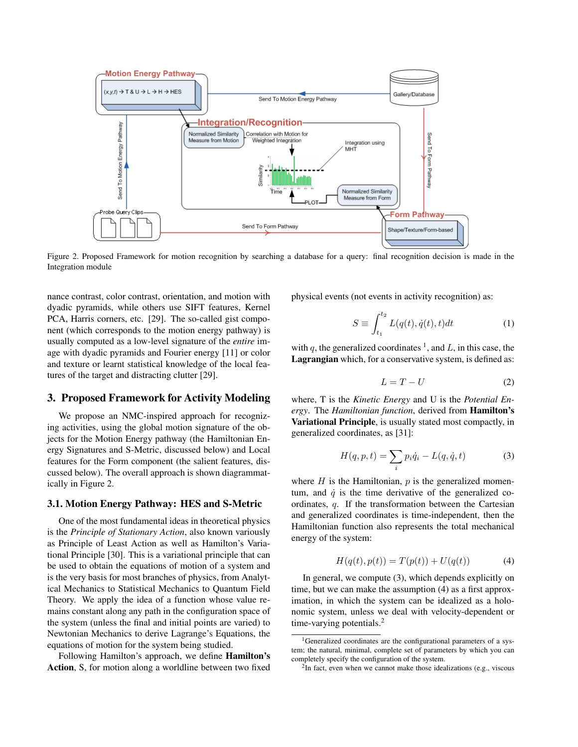Figure 2. Proposed Framework for motion recognition by searching a database for a query: final recognition decision is made in the Integration module

nance contrast, color contrast, orientation, and motion with dyadic pyramids, while others use SIFT features, Kernel PCA, Harris corners, etc. [29]. The so-called gist component (which corresponds to the motion energy pathway) is usually computed as a low-level signature of the *entire* image with dyadic pyramids and Fourier energy [11] or color and texture or learnt statistical knowledge of the local features of the target and distracting clutter [29].

## 3. Proposed Framework for Activity Modeling

We propose an NMC-inspired approach for recognizing activities, using the global motion signature of the objects for the Motion Energy pathway (the Hamiltonian Energy Signatures and S-Metric, discussed below) and Local features for the Form component (the salient features, discussed below). The overall approach is shown diagrammatically in Figure 2.

### 3.1. Motion Energy Pathway: HES and S-Metric

One of the most fundamental ideas in theoretical physics is the *Principle of Stationary Action*, also known variously as Principle of Least Action as well as Hamilton's Variational Principle [30]. This is a variational principle that can be used to obtain the equations of motion of a system and is the very basis for most branches of physics, from Analytical Mechanics to Statistical Mechanics to Quantum Field Theory. We apply the idea of a function whose value remains constant along any path in the configuration space of the system (unless the final and initial points are varied) to Newtonian Mechanics to derive Lagrange's Equations, the equations of motion for the system being studied.

Following Hamilton's approach, we define **Hamilton's Action**, S, for motion along a worldline between two fixed physical events (not events in activity recognition) as:

$$S \equiv \int_{t_1}^{t_2} L(q(t), \dot{q}(t), t) dt \tag{1}$$

with $q$, the generalized coordinates [1], and $L$, in this case, the **Lagrangian** which, for a conservative system, is defined as:

$$L = T - U \tag{2}$$

where, T is the *Kinetic Energy* and U is the *Potential Energy*. The *Hamiltonian function*, derived from **Hamilton's Variational Principle**, is usually stated most compactly, in generalized coordinates, as [31]:

$$H(q, p, t) = \sum_i p_i \dot{q}_i - L(q, \dot{q}, t) \tag{3}$$

where $H$ is the Hamiltonian, $p$ is the generalized momentum, and $\dot{q}$ is the time derivative of the generalized coordinates, $q$. If the transformation between the Cartesian and generalized coordinates is time-independent, then the Hamiltonian function also represents the total mechanical energy of the system:

$$H(q(t), p(t)) = T(p(t)) + U(q(t)) \tag{4}$$

In general, we compute (3), which depends explicitly on time, but we can make the assumption (4) as a first approximation, in which the system can be idealized as a holonomic system, unless we deal with velocity-dependent or time-varying potentials.[2]

[1] Generalized coordinates are the configurational parameters of a system; the natural, minimal, complete set of parameters by which you can completely specify the configuration of the system.

[2] In fact, even when we cannot make those idealizations (e.g., viscous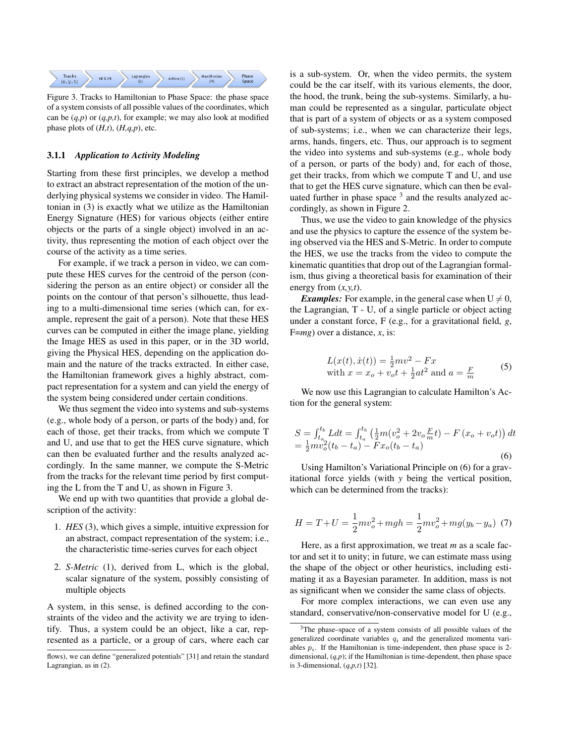Figure 3. Tracks to Hamiltonian to Phase Space: the phase space of a system consists of all possible values of the coordinates, which can be (*q,p*) or (*q,p,t*), for example; we may also look at modified phase plots of (*H,t*), (*H,q,p*), etc.

### 3.1.1 *Application to Activity Modeling*

Starting from these first principles, we develop a method to extract an abstract representation of the motion of the underlying physical systems we consider in video. The Hamiltonian in (3) is exactly what we utilize as the Hamiltonian Energy Signature (HES) for various objects (either entire objects or the parts of a single object) involved in an activity, thus representing the motion of each object over the course of the activity as a time series.

For example, if we track a person in video, we can compute these HES curves for the centroid of the person (considering the person as an entire object) or consider all the points on the contour of that person's silhouette, thus leading to a multi-dimensional time series (which can, for example, represent the gait of a person). Note that these HES curves can be computed in either the image plane, yielding the Image HES as used in this paper, or in the 3D world, giving the Physical HES, depending on the application domain and the nature of the tracks extracted. In either case, the Hamiltonian framework gives a highly abstract, compact representation for a system and can yield the energy of the system being considered under certain conditions.

We thus segment the video into systems and sub-systems (e.g., whole body of a person, or parts of the body) and, for each of those, get their tracks, from which we compute T and U, and use that to get the HES curve signature, which can then be evaluated further and the results analyzed accordingly. In the same manner, we compute the S-Metric from the tracks for the relevant time period by first computing the L from the T and U, as shown in Figure 3.

We end up with two quantities that provide a global description of the activity:

1. *HES* (3), which gives a simple, intuitive expression for an abstract, compact representation of the system; i.e., the characteristic time-series curves for each object
2. *S-Metric* (1), derived from L, which is the global, scalar signature of the system, possibly consisting of multiple objects

A system, in this sense, is defined according to the constraints of the video and the activity we are trying to identify. Thus, a system could be an object, like a car, represented as a particle, or a group of cars, where each car is a sub-system. Or, when the video permits, the system could be the car itself, with its various elements, the door, the hood, the trunk, being the sub-systems. Similarly, a human could be represented as a singular, particulate object that is part of a system of objects or as a system composed of sub-systems; i.e., when we can characterize their legs, arms, hands, fingers, etc. Thus, our approach is to segment the video into systems and sub-systems (e.g., whole body of a person, or parts of the body) and, for each of those, get their tracks, from which we compute T and U, and use that to get the HES curve signature, which can then be evaluated further in phase space [3] and the results analyzed accordingly, as shown in Figure 2.

Thus, we use the video to gain knowledge of the physics and use the physics to capture the essence of the system being observed via the HES and S-Metric. In order to compute the HES, we use the tracks from the video to compute the kinematic quantities that drop out of the Lagrangian formalism, thus giving a theoretical basis for examination of their energy from (*x,y,t*).

***Examples:*** For example, in the general case when $U \neq 0$, the Lagrangian, T - U, of a single particle or object acting under a constant force, F (e.g., for a gravitational field, *g*, F=*mg*) over a distance, *x*, is:

$$L(x(t), \dot{x}(t)) = \tfrac{1}{2}mv^2 - Fx \quad \text{with } x = x_o + v_o t + \tfrac{1}{2}at^2 \text{ and } a = \tfrac{F}{m} \tag{5}$$

We now use this Lagrangian to calculate Hamilton's Action for the general system:

$$S = \int_{t_a}^{t_b} L dt = \int_{t_a}^{t_b} \left( \tfrac{1}{2}m(v_o^2 + 2v_o \tfrac{F}{m} t) - F\left(x_o + v_o t\right)\right) dt = \tfrac{1}{2}mv_o^2(t_b - t_a) - Fx_o(t_b - t_a) \tag{6}$$

Using Hamilton's Variational Principle on (6) for a gravitational force yields (with *y* being the vertical position, which can be determined from the tracks):

$$H = T + U = \frac{1}{2}mv_o^2 + mgh = \frac{1}{2}mv_o^2 + mg(y_b - y_a) \tag{7}$$

Here, as a first approximation, we treat *m* as a scale factor and set it to unity; in future, we can estimate mass using the shape of the object or other heuristics, including estimating it as a Bayesian parameter. In addition, mass is not as significant when we consider the same class of objects.

For more complex interactions, we can even use any standard, conservative/non-conservative model for U (e.g., flows), we can define "generalized potentials" [31] and retain the standard Lagrangian, as in (2).

[3] The phase–space of a system consists of all possible values of the generalized coordinate variables $q_i$ and the generalized momenta variables $p_i$. If the Hamiltonian is time-independent, then phase space is 2-dimensional, (*q,p*); if the Hamiltonian is time-dependent, then phase space is 3-dimensional, (*q,p,t*) [32].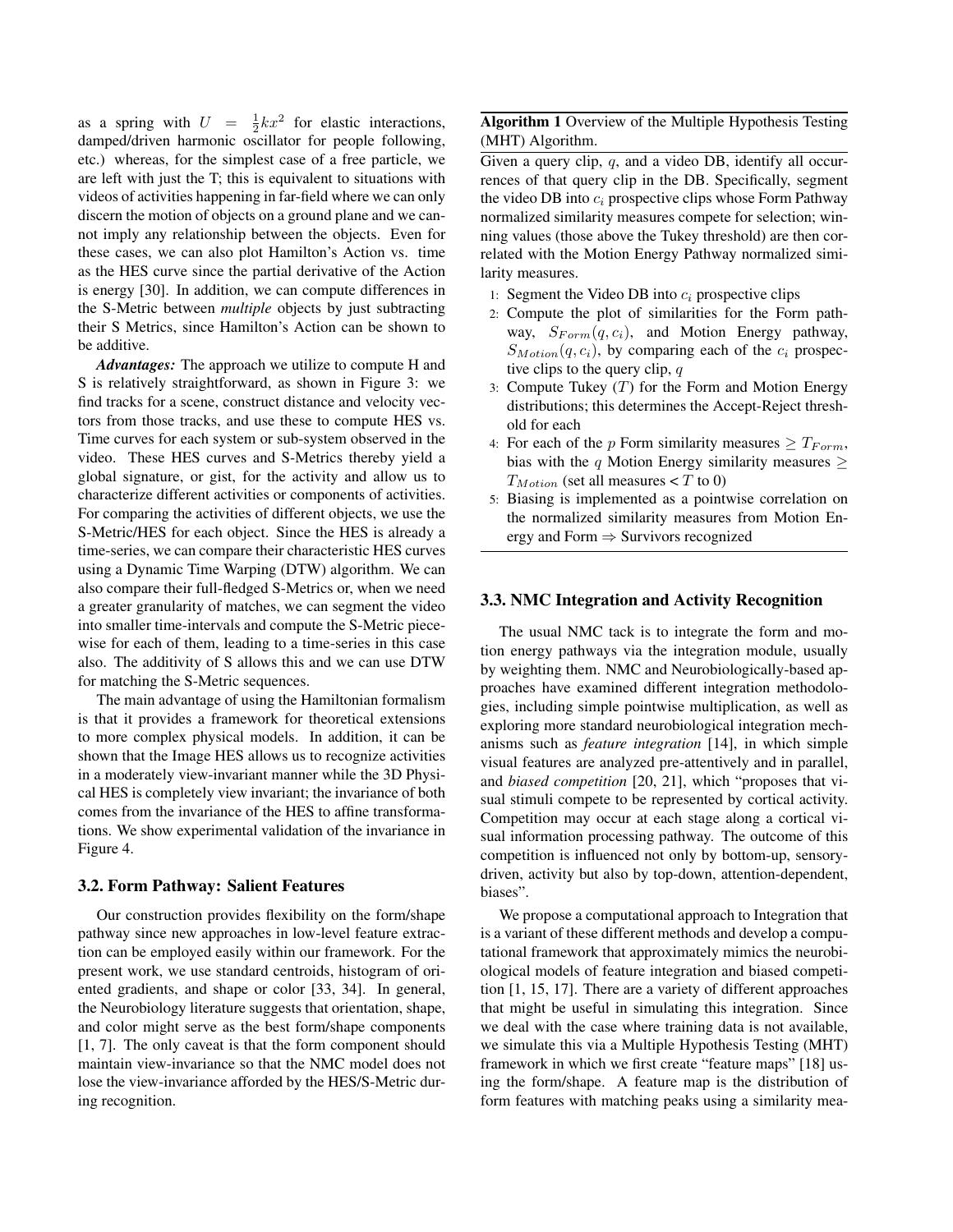as a spring with $U = \frac{1}{2}kx^2$ for elastic interactions, damped/driven harmonic oscillator for people following, etc.) whereas, for the simplest case of a free particle, we are left with just the T; this is equivalent to situations with videos of activities happening in far-field where we can only discern the motion of objects on a ground plane and we cannot imply any relationship between the objects. Even for these cases, we can also plot Hamilton's Action vs. time as the HES curve since the partial derivative of the Action is energy [30]. In addition, we can compute differences in the S-Metric between *multiple* objects by just subtracting their S Metrics, since Hamilton's Action can be shown to be additive.

***Advantages:*** The approach we utilize to compute H and S is relatively straightforward, as shown in Figure 3: we find tracks for a scene, construct distance and velocity vectors from those tracks, and use these to compute HES vs. Time curves for each system or sub-system observed in the video. These HES curves and S-Metrics thereby yield a global signature, or gist, for the activity and allow us to characterize different activities or components of activities. For comparing the activities of different objects, we use the S-Metric/HES for each object. Since the HES is already a time-series, we can compare their characteristic HES curves using a Dynamic Time Warping (DTW) algorithm. We can also compare their full-fledged S-Metrics or, when we need a greater granularity of matches, we can segment the video into smaller time-intervals and compute the S-Metric piecewise for each of them, leading to a time-series in this case also. The additivity of S allows this and we can use DTW for matching the S-Metric sequences.

The main advantage of using the Hamiltonian formalism is that it provides a framework for theoretical extensions to more complex physical models. In addition, it can be shown that the Image HES allows us to recognize activities in a moderately view-invariant manner while the 3D Physical HES is completely view invariant; the invariance of both comes from the invariance of the HES to affine transformations. We show experimental validation of the invariance in Figure 4.

### 3.2. Form Pathway: Salient Features

Our construction provides flexibility on the form/shape pathway since new approaches in low-level feature extraction can be employed easily within our framework. For the present work, we use standard centroids, histogram of oriented gradients, and shape or color [33, 34]. In general, the Neurobiology literature suggests that orientation, shape, and color might serve as the best form/shape components [1, 7]. The only caveat is that the form component should maintain view-invariance so that the NMC model does not lose the view-invariance afforded by the HES/S-Metric during recognition.

**Algorithm 1** Overview of the Multiple Hypothesis Testing (MHT) Algorithm.

Given a query clip, $q$, and a video DB, identify all occurrences of that query clip in the DB. Specifically, segment the video DB into $c_i$ prospective clips whose Form Pathway normalized similarity measures compete for selection; winning values (those above the Tukey threshold) are then correlated with the Motion Energy Pathway normalized similarity measures.

1. Segment the Video DB into $c_i$ prospective clips
2. Compute the plot of similarities for the Form pathway, $S_{Form}(q, c_i)$, and Motion Energy pathway, $S_{Motion}(q, c_i)$, by comparing each of the $c_i$ prospective clips to the query clip, $q$
3. Compute Tukey ($T$) for the Form and Motion Energy distributions; this determines the Accept-Reject threshold for each
4. For each of the $p$ Form similarity measures $\geq T_{Form}$, bias with the $q$ Motion Energy similarity measures $\geq T_{Motion}$ (set all measures $< T$ to 0)
5. Biasing is implemented as a pointwise correlation on the normalized similarity measures from Motion Energy and Form $\Rightarrow$ Survivors recognized

### 3.3. NMC Integration and Activity Recognition

The usual NMC tack is to integrate the form and motion energy pathways via the integration module, usually by weighting them. NMC and Neurobiologically-based approaches have examined different integration methodologies, including simple pointwise multiplication, as well as exploring more standard neurobiological integration mechanisms such as *feature integration* [14], in which simple visual features are analyzed pre-attentively and in parallel, and *biased competition* [20, 21], which "proposes that visual stimuli compete to be represented by cortical activity. Competition may occur at each stage along a cortical visual information processing pathway. The outcome of this competition is influenced not only by bottom-up, sensory-driven, activity but also by top-down, attention-dependent, biases".

We propose a computational approach to Integration that is a variant of these different methods and develop a computational framework that approximately mimics the neurobiological models of feature integration and biased competition [1, 15, 17]. There are a variety of different approaches that might be useful in simulating this integration. Since we deal with the case where training data is not available, we simulate this via a Multiple Hypothesis Testing (MHT) framework in which we first create "feature maps" [18] using the form/shape. A feature map is the distribution of form features with matching peaks using a similarity mea-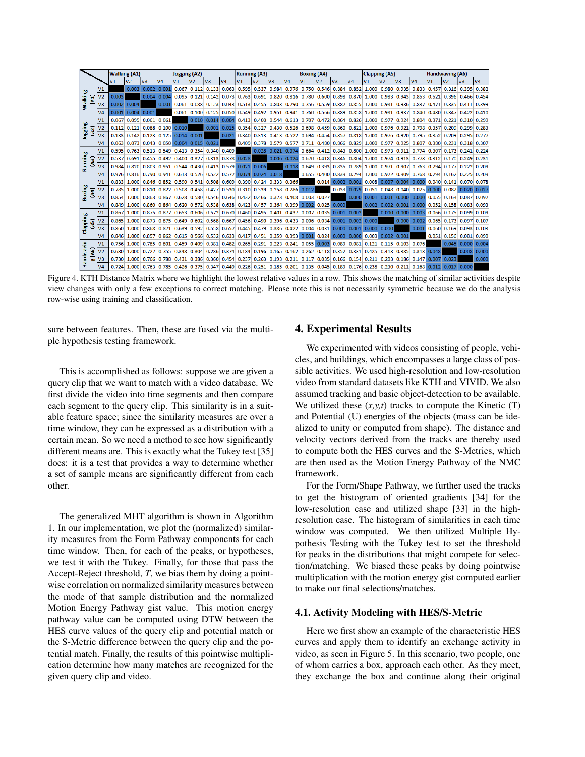| | | Walking (A1) | | | | Jogging (A2) | | | | Running (A3) | | | | Boxing (A4) | | | | Clapping (A5) | | | | Handwaving (A6) | | | |
|---|---|---|---|---|---|---|---|---|---|---|---|---|---|---|---|---|---|---|---|---|---|---|---|---|---|
| | | V1 | V2 | V3 | V4 | V1 | V2 | V3 | V4 | V1 | V2 | V3 | V4 | V1 | V2 | V3 | V4 | V1 | V2 | V3 | V4 | V1 | V2 | V3 | V4 |
| Walking (A1) | V1 | | 0.003 | 0.002 | 0.001 | 0.067 | 0.112 | 0.133 | 0.063 | 0.595 | 0.537 | 0.984 | 0.976 | 0.750 | 0.546 | 0.884 | 0.852 | 1.000 | 0.980 | 0.935 | 0.833 | 0.457 | 0.316 | 0.395 | 0.382 |
| | V2 | 0.003 | | 0.004 | 0.004 | 0.095 | 0.121 | 0.142 | 0.073 | 0.763 | 0.691 | 0.820 | 0.816 | 0.780 | 0.600 | 0.898 | 0.870 | 1.000 | 0.983 | 0.943 | 0.853 | 0.521 | 0.396 | 0.466 | 0.454 |
| | V3 | 0.002 | 0.004 | | 0.001 | 0.061 | 0.088 | 0.123 | 0.043 | 0.513 | 0.455 | 0.803 | 0.790 | 0.756 | 0.559 | 0.887 | 0.855 | 1.000 | 0.981 | 0.936 | 0.837 | 0.471 | 0.335 | 0.411 | 0.399 |
| | V4 | 0.001 | 0.004 | 0.001 | | 0.061 | 0.100 | 0.125 | 0.050 | 0.549 | 0.492 | 0.951 | 0.941 | 0.760 | 0.566 | 0.889 | 0.858 | 1.000 | 0.981 | 0.937 | 0.840 | 0.480 | 0.347 | 0.422 | 0.410 |
| Jogging (A2) | V1 | 0.067 | 0.095 | 0.061 | 0.061 | | 0.010 | 0.014 | 0.004 | 0.413 | 0.400 | 0.544 | 0.613 | 0.707 | 0.472 | 0.864 | 0.826 | 1.000 | 0.977 | 0.924 | 0.804 | 0.371 | 0.221 | 0.310 | 0.299 |
| | V2 | 0.112 | 0.121 | 0.088 | 0.100 | 0.010 | | 0.001 | 0.015 | 0.354 | 0.327 | 0.430 | 0.526 | 0.698 | 0.459 | 0.860 | 0.821 | 1.000 | 0.976 | 0.921 | 0.798 | 0.357 | 0.209 | 0.299 | 0.283 |
| | V3 | 0.133 | 0.142 | 0.123 | 0.125 | 0.014 | 0.001 | | 0.021 | 0.340 | 0.313 | 0.413 | 0.522 | 0.694 | 0.454 | 0.857 | 0.818 | 1.000 | 0.976 | 0.920 | 0.795 | 0.352 | 0.209 | 0.295 | 0.277 |
| | V4 | 0.063 | 0.073 | 0.043 | 0.050 | 0.004 | 0.015 | 0.021 | | 0.409 | 0.378 | 0.579 | 0.577 | 0.711 | 0.480 | 0.866 | 0.829 | 1.000 | 0.977 | 0.925 | 0.807 | 0.380 | 0.231 | 0.318 | 0.307 |
| Running (A3) | V1 | 0.595 | 0.763 | 0.513 | 0.549 | 0.413 | 0.354 | 0.340 | 0.409 | | 0.028 | 0.021 | 0.074 | 0.664 | 0.412 | 0.843 | 0.800 | 1.000 | 0.973 | 0.911 | 0.774 | 0.307 | 0.173 | 0.241 | 0.224 |
| | V2 | 0.537 | 0.691 | 0.455 | 0.492 | 0.400 | 0.327 | 0.313 | 0.378 | 0.028 | | 0.006 | 0.024 | 0.670 | 0.418 | 0.846 | 0.804 | 1.000 | 0.974 | 0.913 | 0.778 | 0.312 | 0.170 | 0.249 | 0.231 |
| | V3 | 0.984 | 0.820 | 0.803 | 0.951 | 0.544 | 0.430 | 0.413 | 0.579 | 0.021 | 0.006 | | 0.018 | 0.649 | 0.393 | 0.835 | 0.789 | 1.000 | 0.971 | 0.907 | 0.763 | 0.294 | 0.177 | 0.222 | 0.209 |
| | V4 | 0.976 | 0.816 | 0.790 | 0.941 | 0.613 | 0.526 | 0.522 | 0.577 | 0.074 | 0.024 | 0.018 | | 0.655 | 0.400 | 0.839 | 0.794 | 1.000 | 0.972 | 0.909 | 0.768 | 0.294 | 0.162 | 0.225 | 0.209 |
| Boxing (A4) | V1 | 0.833 | 1.000 | 0.846 | 0.852 | 0.590 | 0.541 | 0.508 | 0.609 | 0.390 | 0.424 | 0.333 | 0.366 | | 0.014 | 0.002 | 0.001 | 0.008 | 0.007 | 0.004 | 0.000 | 0.040 | 0.141 | 0.070 | 0.078 |
| | V2 | 0.785 | 1.000 | 0.810 | 0.822 | 0.508 | 0.458 | 0.427 | 0.530 | 0.310 | 0.339 | 0.258 | 0.286 | 0.012 | | 0.033 | 0.029 | 0.051 | 0.048 | 0.040 | 0.025 | 0.000 | 0.082 | 0.020 | 0.027 |
| | V3 | 0.854 | 1.000 | 0.863 | 0.867 | 0.628 | 0.580 | 0.546 | 0.646 | 0.432 | 0.466 | 0.373 | 0.408 | 0.003 | 0.027 | | 0.000 | 0.001 | 0.001 | 0.000 | 0.000 | 0.055 | 0.163 | 0.087 | 0.097 |
| | V4 | 0.849 | 1.000 | 0.860 | 0.864 | 0.620 | 0.572 | 0.538 | 0.638 | 0.423 | 0.457 | 0.364 | 0.399 | 0.002 | 0.025 | 0.000 | | 0.002 | 0.002 | 0.001 | 0.000 | 0.052 | 0.158 | 0.083 | 0.093 |
| Clapping (A5) | V1 | 0.867 | 1.000 | 0.875 | 0.877 | 0.653 | 0.606 | 0.572 | 0.670 | 0.460 | 0.495 | 0.401 | 0.437 | 0.007 | 0.035 | 0.001 | 0.002 | | 0.000 | 0.000 | 0.003 | 0.066 | 0.175 | 0.099 | 0.109 |
| | V2 | 0.865 | 1.000 | 0.873 | 0.875 | 0.649 | 0.602 | 0.568 | 0.667 | 0.456 | 0.490 | 0.396 | 0.433 | 0.006 | 0.034 | 0.001 | 0.002 | 0.000 | | 0.000 | 0.002 | 0.065 | 0.173 | 0.097 | 0.107 |
| | V3 | 0.860 | 1.000 | 0.868 | 0.871 | 0.639 | 0.592 | 0.558 | 0.657 | 0.445 | 0.479 | 0.386 | 0.422 | 0.004 | 0.031 | 0.000 | 0.001 | 0.000 | 0.000 | | 0.001 | 0.060 | 0.169 | 0.093 | 0.103 |
| | V4 | 0.846 | 1.000 | 0.857 | 0.862 | 0.615 | 0.566 | 0.532 | 0.633 | 0.417 | 0.451 | 0.359 | 0.393 | 0.001 | 0.024 | 0.000 | 0.000 | 0.003 | 0.002 | 0.001 | | 0.051 | 0.156 | 0.081 | 0.090 |
| Handwaving (A6) | V1 | 0.756 | 1.000 | 0.785 | 0.801 | 0.459 | 0.409 | 0.381 | 0.482 | 0.265 | 0.291 | 0.223 | 0.241 | 0.055 | 0.003 | 0.089 | 0.081 | 0.121 | 0.115 | 0.103 | 0.076 | | 0.045 | 0.000 | 0.004 |
| | V2 | 0.680 | 1.000 | 0.727 | 0.755 | 0.348 | 0.304 | 0.286 | 0.374 | 0.184 | 0.196 | 0.165 | 0.162 | 0.262 | 0.118 | 0.352 | 0.331 | 0.425 | 0.413 | 0.385 | 0.318 | 0.048 | | 0.008 | 0.000 |
| | V3 | 0.730 | 1.000 | 0.766 | 0.788 | 0.431 | 0.386 | 0.360 | 0.454 | 0.237 | 0.263 | 0.193 | 0.211 | 0.117 | 0.035 | 0.166 | 0.154 | 0.211 | 0.203 | 0.186 | 0.147 | 0.007 | 0.023 | | 0.000 |
| | V4 | 0.724 | 1.000 | 0.763 | 0.785 | 0.426 | 0.375 | 0.347 | 0.449 | 0.226 | 0.251 | 0.185 | 0.201 | 0.135 | 0.045 | 0.189 | 0.176 | 0.238 | 0.230 | 0.211 | 0.168 | 0.012 | 0.017 | 0.000 | |

Figure 4. KTH Distance Matrix where we highlight the lowest relative values in a row. This shows the matching of similar activities despite view changes with only a few exceptions to correct matching. Please note this is not necessarily symmetric because we do the analysis row-wise using training and classification.

sure between features. Then, these are fused via the multiple hypothesis testing framework.

This is accomplished as follows: suppose we are given a query clip that we want to match with a video database. We first divide the video into time segments and then compare each segment to the query clip. This similarity is in a suitable feature space; since the similarity measures are over a time window, they can be expressed as a distribution with a certain mean. So we need a method to see how significantly different means are. This is exactly what the Tukey test [35] does: it is a test that provides a way to determine whether a set of sample means are significantly different from each other.

The generalized MHT algorithm is shown in Algorithm 1. In our implementation, we plot the (normalized) similarity measures from the Form Pathway components for each time window. Then, for each of the peaks, or hypotheses, we test it with the Tukey. Finally, for those that pass the Accept-Reject threshold, *T*, we bias them by doing a pointwise correlation on normalized similarity measures between the mode of that sample distribution and the normalized Motion Energy Pathway gist value. This motion energy pathway value can be computed using DTW between the HES curve values of the query clip and potential match or the S-Metric difference between the query clip and the potential match. Finally, the results of this pointwise multiplication determine how many matches are recognized for the given query clip and video.

## 4. Experimental Results

We experimented with videos consisting of people, vehicles, and buildings, which encompasses a large class of possible activities. We used high-resolution and low-resolution video from standard datasets like KTH and VIVID. We also assumed tracking and basic object-detection to be available. We utilized these $(x,y,t)$ tracks to compute the Kinetic (T) and Potential (U) energies of the objects (mass can be idealized to unity or computed from shape). The distance and velocity vectors derived from the tracks are thereby used to compute both the HES curves and the S-Metrics, which are then used as the Motion Energy Pathway of the NMC framework.

For the Form/Shape Pathway, we further used the tracks to get the histogram of oriented gradients [34] for the low-resolution case and utilized shape [33] in the high-resolution case. The histogram of similarities in each time window was computed. We then utilized Multiple Hypothesis Testing with the Tukey test to set the threshold for peaks in the distributions that might compete for selection/matching. We biased these peaks by doing pointwise multiplication with the motion energy gist computed earlier to make our final selections/matches.

### 4.1. Activity Modeling with HES/S-Metric

Here we first show an example of the characteristic HES curves and apply them to identify an exchange activity in video, as seen in Figure 5. In this scenario, two people, one of whom carries a box, approach each other. As they meet, they exchange the box and continue along their original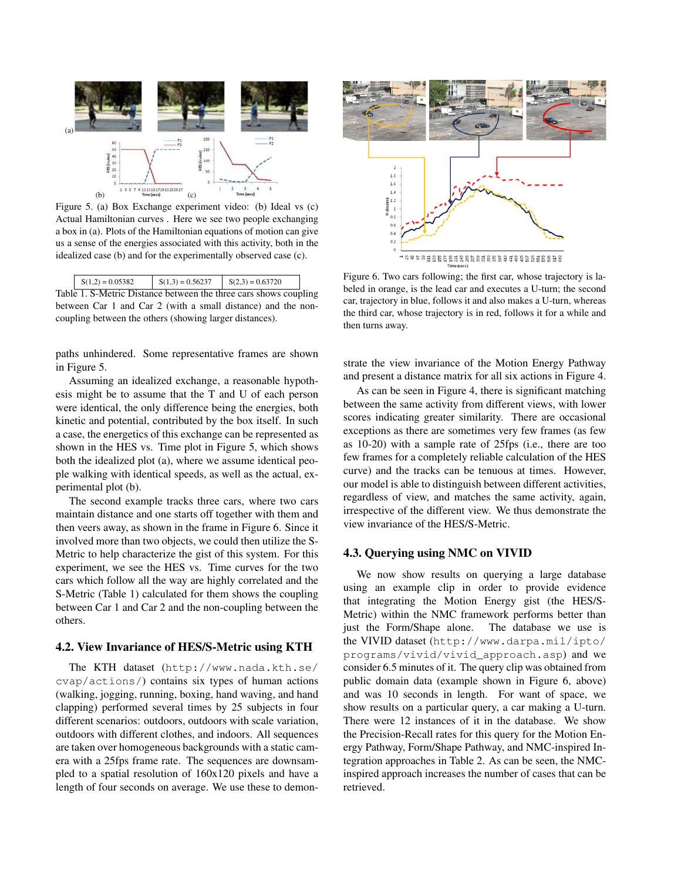Figure 5. (a) Box Exchange experiment video: (b) Ideal vs (c) Actual Hamiltonian curves . Here we see two people exchanging a box in (a). Plots of the Hamiltonian equations of motion can give us a sense of the energies associated with this activity, both in the idealized case (b) and for the experimentally observed case (c).

| S(1,2) = 0.05382 | S(1,3) = 0.56237 | S(2,3) = 0.63720 |
|---|---|---|

Table 1. S-Metric Distance between the three cars shows coupling between Car 1 and Car 2 (with a small distance) and the non-coupling between the others (showing larger distances).

paths unhindered. Some representative frames are shown in Figure 5.

Assuming an idealized exchange, a reasonable hypothesis might be to assume that the T and U of each person were identical, the only difference being the energies, both kinetic and potential, contributed by the box itself. In such a case, the energetics of this exchange can be represented as shown in the HES vs. Time plot in Figure 5, which shows both the idealized plot (a), where we assume identical people walking with identical speeds, as well as the actual, experimental plot (b).

The second example tracks three cars, where two cars maintain distance and one starts off together with them and then veers away, as shown in the frame in Figure 6. Since it involved more than two objects, we could then utilize the S-Metric to help characterize the gist of this system. For this experiment, we see the HES vs. Time curves for the two cars which follow all the way are highly correlated and the S-Metric (Table 1) calculated for them shows the coupling between Car 1 and Car 2 and the non-coupling between the others.

### 4.2. View Invariance of HES/S-Metric using KTH

The KTH dataset (http://www.nada.kth.se/cvap/actions/) contains six types of human actions (walking, jogging, running, boxing, hand waving, and hand clapping) performed several times by 25 subjects in four different scenarios: outdoors, outdoors with scale variation, outdoors with different clothes, and indoors. All sequences are taken over homogeneous backgrounds with a static camera with a 25fps frame rate. The sequences are downsampled to a spatial resolution of 160x120 pixels and have a length of four seconds on average. We use these to demonstrate the view invariance of the Motion Energy Pathway and present a distance matrix for all six actions in Figure 4.

Figure 6. Two cars following; the first car, whose trajectory is labeled in orange, is the lead car and executes a U-turn; the second car, trajectory in blue, follows it and also makes a U-turn, whereas the third car, whose trajectory is in red, follows it for a while and then turns away.

As can be seen in Figure 4, there is significant matching between the same activity from different views, with lower scores indicating greater similarity. There are occasional exceptions as there are sometimes very few frames (as few as 10-20) with a sample rate of 25fps (i.e., there are too few frames for a completely reliable calculation of the HES curve) and the tracks can be tenuous at times. However, our model is able to distinguish between different activities, regardless of view, and matches the same activity, again, irrespective of the different view. We thus demonstrate the view invariance of the HES/S-Metric.

### 4.3. Querying using NMC on VIVID

We now show results on querying a large database using an example clip in order to provide evidence that integrating the Motion Energy gist (the HES/S-Metric) within the NMC framework performs better than just the Form/Shape alone. The database we use is the VIVID dataset (http://www.darpa.mil/ipto/programs/vivid/vivid_approach.asp) and we consider 6.5 minutes of it. The query clip was obtained from public domain data (example shown in Figure 6, above) and was 10 seconds in length. For want of space, we show results on a particular query, a car making a U-turn. There were 12 instances of it in the database. We show the Precision-Recall rates for this query for the Motion Energy Pathway, Form/Shape Pathway, and NMC-inspired Integration approaches in Table 2. As can be seen, the NMC-inspired approach increases the number of cases that can be retrieved.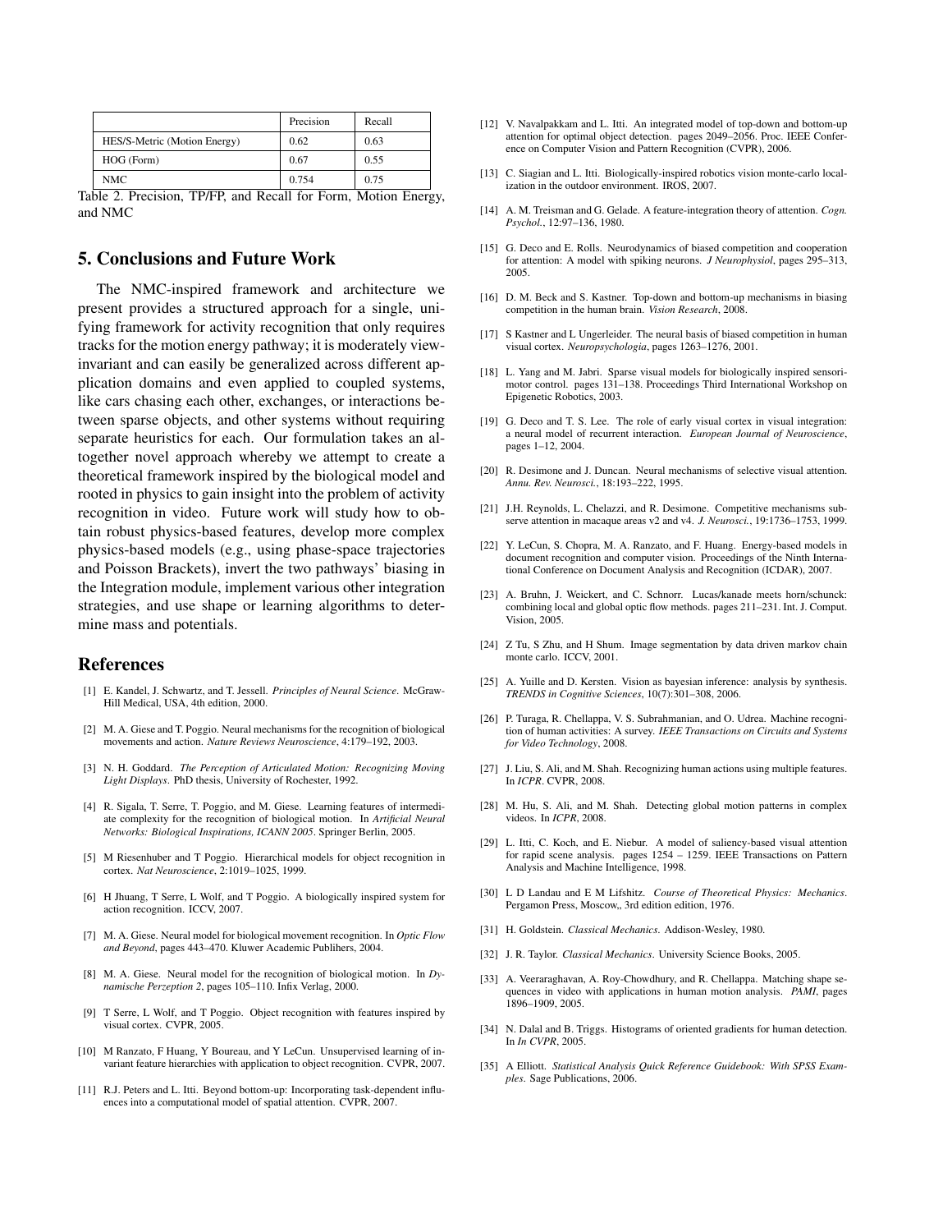| | Precision | Recall |
| --- | --- | --- |
| HES/S-Metric (Motion Energy) | 0.62 | 0.63 |
| HOG (Form) | 0.67 | 0.55 |
| NMC | 0.754 | 0.75 |

Table 2. Precision, TP/FP, and Recall for Form, Motion Energy, and NMC

## 5. Conclusions and Future Work

The NMC-inspired framework and architecture we present provides a structured approach for a single, unifying framework for activity recognition that only requires tracks for the motion energy pathway; it is moderately view-invariant and can easily be generalized across different application domains and even applied to coupled systems, like cars chasing each other, exchanges, or interactions between sparse objects, and other systems without requiring separate heuristics for each. Our formulation takes an altogether novel approach whereby we attempt to create a theoretical framework inspired by the biological model and rooted in physics to gain insight into the problem of activity recognition in video. Future work will study how to obtain robust physics-based features, develop more complex physics-based models (e.g., using phase-space trajectories and Poisson Brackets), invert the two pathways' biasing in the Integration module, implement various other integration strategies, and use shape or learning algorithms to determine mass and potentials.

## References

[1] E. Kandel, J. Schwartz, and T. Jessell. *Principles of Neural Science*. McGraw-Hill Medical, USA, 4th edition, 2000.

[2] M. A. Giese and T. Poggio. Neural mechanisms for the recognition of biological movements and action. *Nature Reviews Neuroscience*, 4:179–192, 2003.

[3] N. H. Goddard. *The Perception of Articulated Motion: Recognizing Moving Light Displays*. PhD thesis, University of Rochester, 1992.

[4] R. Sigala, T. Serre, T. Poggio, and M. Giese. Learning features of intermediate complexity for the recognition of biological motion. In *Artificial Neural Networks: Biological Inspirations, ICANN 2005*. Springer Berlin, 2005.

[5] M Riesenhuber and T Poggio. Hierarchical models for object recognition in cortex. *Nat Neuroscience*, 2:1019–1025, 1999.

[6] H Jhuang, T Serre, L Wolf, and T Poggio. A biologically inspired system for action recognition. ICCV, 2007.

[7] M. A. Giese. Neural model for biological movement recognition. In *Optic Flow and Beyond*, pages 443–470. Kluwer Academic Publihers, 2004.

[8] M. A. Giese. Neural model for the recognition of biological motion. In *Dynamische Perzeption 2*, pages 105–110. Infix Verlag, 2000.

[9] T Serre, L Wolf, and T Poggio. Object recognition with features inspired by visual cortex. CVPR, 2005.

[10] M Ranzato, F Huang, Y Boureau, and Y LeCun. Unsupervised learning of invariant feature hierarchies with application to object recognition. CVPR, 2007.

[11] R.J. Peters and L. Itti. Beyond bottom-up: Incorporating task-dependent influences into a computational model of spatial attention. CVPR, 2007.

[12] V. Navalpakkam and L. Itti. An integrated model of top-down and bottom-up attention for optimal object detection. pages 2049–2056. Proc. IEEE Conference on Computer Vision and Pattern Recognition (CVPR), 2006.

[13] C. Siagian and L. Itti. Biologically-inspired robotics vision monte-carlo localization in the outdoor environment. IROS, 2007.

[14] A. M. Treisman and G. Gelade. A feature-integration theory of attention. *Cogn. Psychol.*, 12:97–136, 1980.

[15] G. Deco and E. Rolls. Neurodynamics of biased competition and cooperation for attention: A model with spiking neurons. *J Neurophysiol*, pages 295–313, 2005.

[16] D. M. Beck and S. Kastner. Top-down and bottom-up mechanisms in biasing competition in the human brain. *Vision Research*, 2008.

[17] S Kastner and L Ungerleider. The neural basis of biased competition in human visual cortex. *Neuropsychologia*, pages 1263–1276, 2001.

[18] L. Yang and M. Jabri. Sparse visual models for biologically inspired sensorimotor control. pages 131–138. Proceedings Third International Workshop on Epigenetic Robotics, 2003.

[19] G. Deco and T. S. Lee. The role of early visual cortex in visual integration: a neural model of recurrent interaction. *European Journal of Neuroscience*, pages 1–12, 2004.

[20] R. Desimone and J. Duncan. Neural mechanisms of selective visual attention. *Annu. Rev. Neurosci.*, 18:193–222, 1995.

[21] J.H. Reynolds, L. Chelazzi, and R. Desimone. Competitive mechanisms subserve attention in macaque areas v2 and v4. *J. Neurosci.*, 19:1736–1753, 1999.

[22] Y. LeCun, S. Chopra, M. A. Ranzato, and F. Huang. Energy-based models in document recognition and computer vision. Proceedings of the Ninth International Conference on Document Analysis and Recognition (ICDAR), 2007.

[23] A. Bruhn, J. Weickert, and C. Schnorr. Lucas/kanade meets horn/schunck: combining local and global optic flow methods. pages 211–231. Int. J. Comput. Vision, 2005.

[24] Z Tu, S Zhu, and H Shum. Image segmentation by data driven markov chain monte carlo. ICCV, 2001.

[25] A. Yuille and D. Kersten. Vision as bayesian inference: analysis by synthesis. *TRENDS in Cognitive Sciences*, 10(7):301–308, 2006.

[26] P. Turaga, R. Chellappa, V. S. Subrahmanian, and O. Udrea. Machine recognition of human activities: A survey. *IEEE Transactions on Circuits and Systems for Video Technology*, 2008.

[27] J. Liu, S. Ali, and M. Shah. Recognizing human actions using multiple features. In *ICPR*. CVPR, 2008.

[28] M. Hu, S. Ali, and M. Shah. Detecting global motion patterns in complex videos. In *ICPR*, 2008.

[29] L. Itti, C. Koch, and E. Niebur. A model of saliency-based visual attention for rapid scene analysis. pages 1254 – 1259. IEEE Transactions on Pattern Analysis and Machine Intelligence, 1998.

[30] L D Landau and E M Lifshitz. *Course of Theoretical Physics: Mechanics*. Pergamon Press, Moscow,, 3rd edition edition, 1976.

[31] H. Goldstein. *Classical Mechanics*. Addison-Wesley, 1980.

[32] J. R. Taylor. *Classical Mechanics*. University Science Books, 2005.

[33] A. Veeraraghavan, A. Roy-Chowdhury, and R. Chellappa. Matching shape sequences in video with applications in human motion analysis. *PAMI*, pages 1896–1909, 2005.

[34] N. Dalal and B. Triggs. Histograms of oriented gradients for human detection. In *In CVPR*, 2005.

[35] A Elliott. *Statistical Analysis Quick Reference Guidebook: With SPSS Examples*. Sage Publications, 2006.